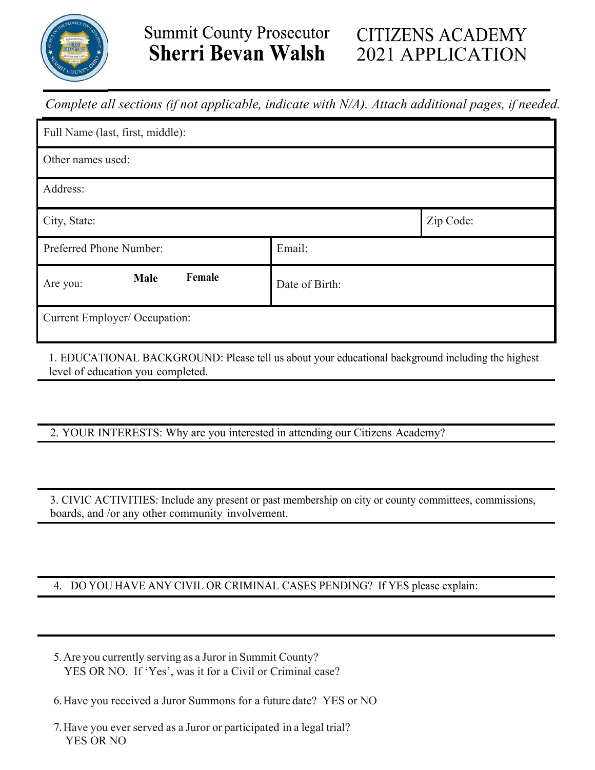# Summit County Prosecutor
# Sherri Bevan Walsh

# CITIZENS ACADEMY 2021 APPLICATION

*Complete all sections (if not applicable, indicate with N/A). Attach additional pages, if needed.*

| Full Name (last, first, middle): | | |
|---|---|---|
| Other names used: | | |
| Address: | | |
| City, State: | | Zip Code: |
| Preferred Phone Number: | Email: | |
| Are you: **Male** **Female** | Date of Birth: | |
| Current Employer/ Occupation: | | |

1. EDUCATIONAL BACKGROUND: Please tell us about your educational background including the highest level of education you completed.

2. YOUR INTERESTS: Why are you interested in attending our Citizens Academy?

3. CIVIC ACTIVITIES: Include any present or past membership on city or county committees, commissions, boards, and /or any other community involvement.

4. DO YOU HAVE ANY CIVIL OR CRIMINAL CASES PENDING? If YES please explain:

5. Are you currently serving as a Juror in Summit County?
   YES OR NO. If 'Yes', was it for a Civil or Criminal case?

6. Have you received a Juror Summons for a future date? YES or NO

7. Have you ever served as a Juror or participated in a legal trial?
   YES OR NO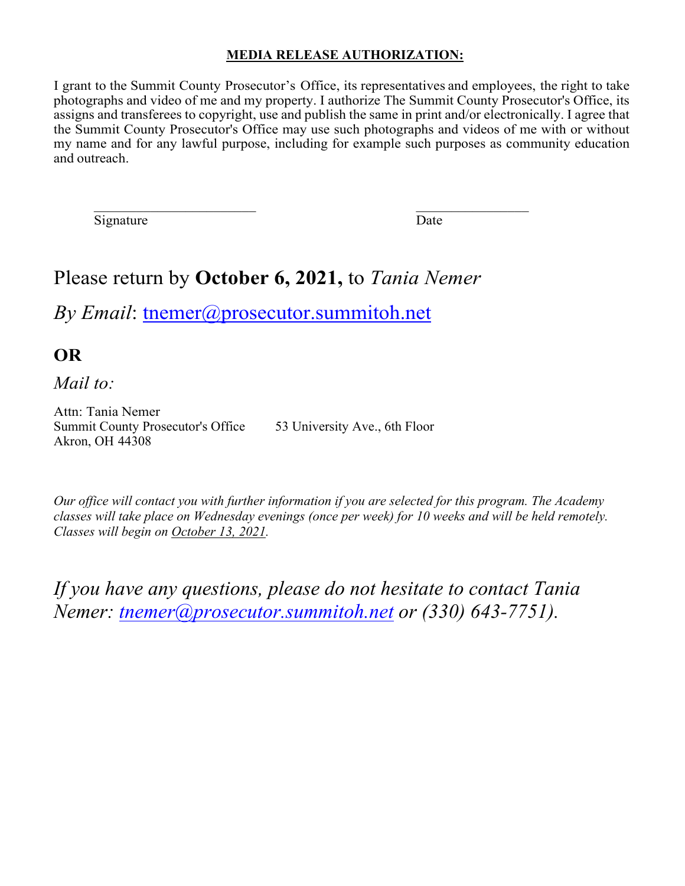**MEDIA RELEASE AUTHORIZATION:**

I grant to the Summit County Prosecutor's Office, its representatives and employees, the right to take photographs and video of me and my property. I authorize The Summit County Prosecutor's Office, its assigns and transferees to copyright, use and publish the same in print and/or electronically. I agree that the Summit County Prosecutor's Office may use such photographs and videos of me with or without my name and for any lawful purpose, including for example such purposes as community education and outreach.

________________________ ________________

Signature Date

## Please return by **October 6, 2021,** to *Tania Nemer*

## *By Email*: tnemer@prosecutor.summitoh.net

## **OR**

*Mail to:*

Attn: Tania Nemer
Summit County Prosecutor's Office 53 University Ave., 6th Floor
Akron, OH 44308

*Our office will contact you with further information if you are selected for this program. The Academy classes will take place on Wednesday evenings (once per week) for 10 weeks and will be held remotely. Classes will begin on October 13, 2021.*

*If you have any questions, please do not hesitate to contact Tania Nemer: tnemer@prosecutor.summitoh.net or (330) 643-7751).*